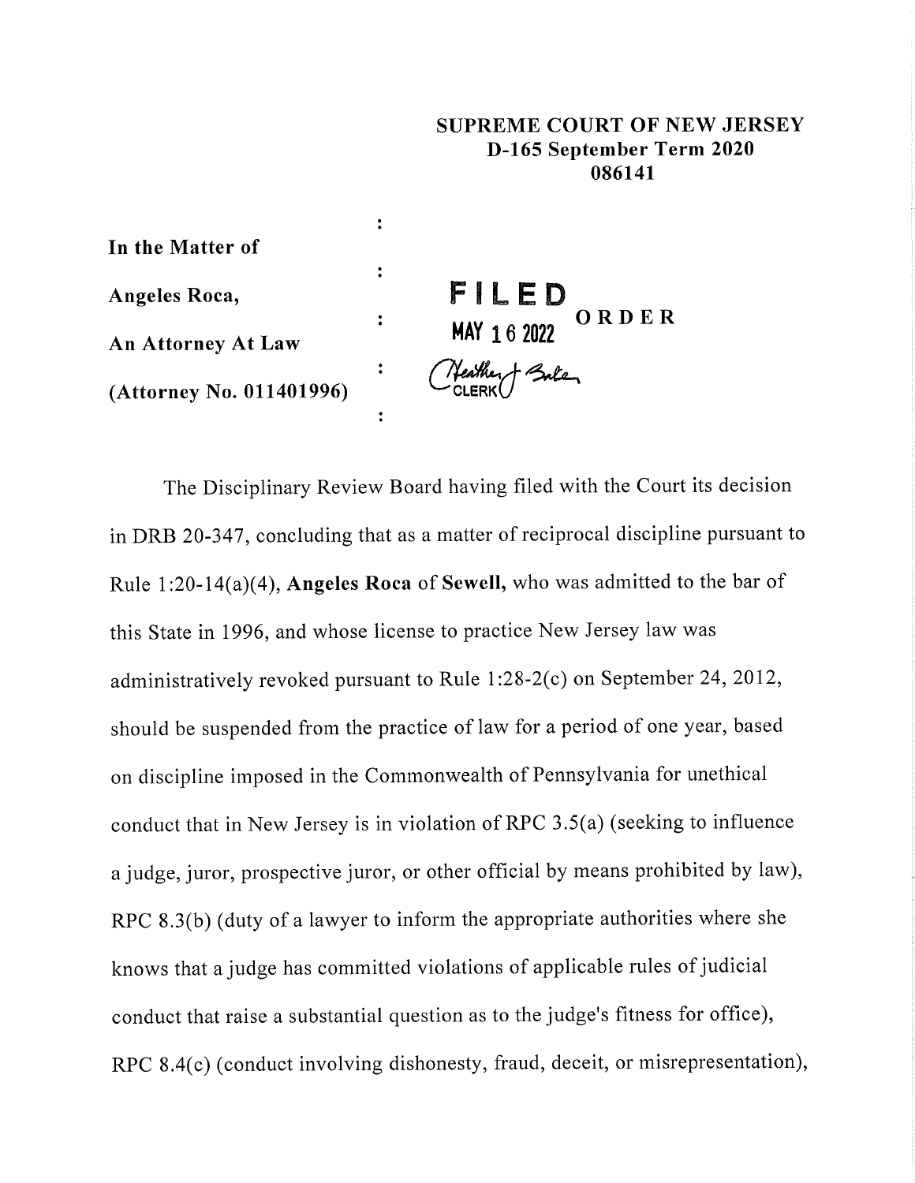**SUPREME COURT OF NEW JERSEY**
**D-165 September Term 2020**
**086141**

**In the Matter of**

**Angeles Roca,**

**An Attorney At Law**

**(Attorney No. 011401996)**

FILED
MAY 16 2022
CLERK

ORDER

The Disciplinary Review Board having filed with the Court its decision in DRB 20-347, concluding that as a matter of reciprocal discipline pursuant to Rule 1:20-14(a)(4), **Angeles Roca** of **Sewell,** who was admitted to the bar of this State in 1996, and whose license to practice New Jersey law was administratively revoked pursuant to Rule 1:28-2(c) on September 24, 2012, should be suspended from the practice of law for a period of one year, based on discipline imposed in the Commonwealth of Pennsylvania for unethical conduct that in New Jersey is in violation of RPC 3.5(a) (seeking to influence a judge, juror, prospective juror, or other official by means prohibited by law), RPC 8.3(b) (duty of a lawyer to inform the appropriate authorities where she knows that a judge has committed violations of applicable rules of judicial conduct that raise a substantial question as to the judge's fitness for office), RPC 8.4(c) (conduct involving dishonesty, fraud, deceit, or misrepresentation),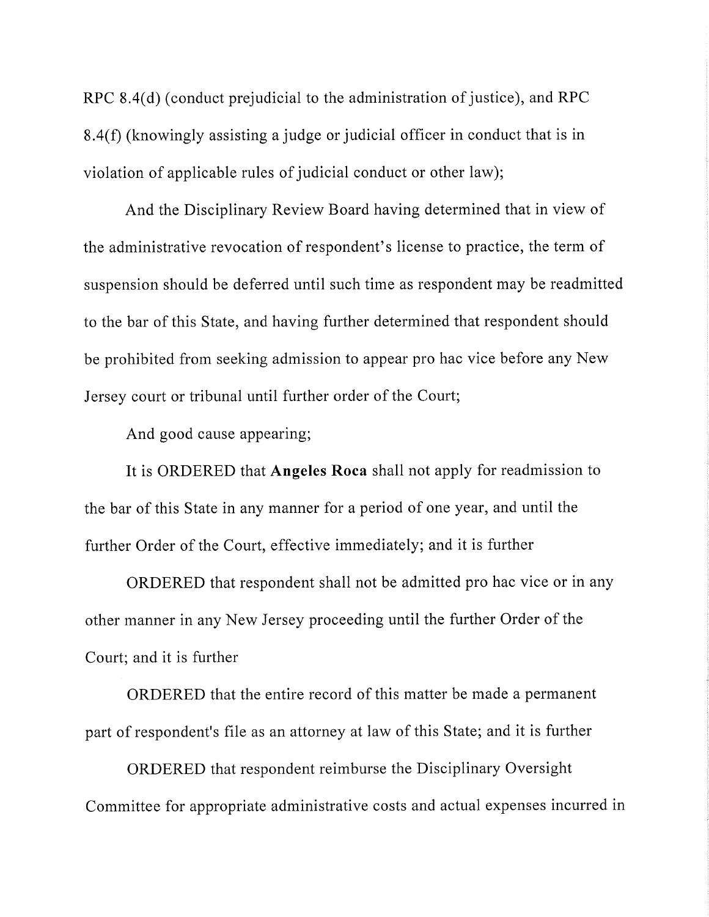RPC 8.4(d) (conduct prejudicial to the administration of justice), and RPC 8.4(f) (knowingly assisting a judge or judicial officer in conduct that is in violation of applicable rules of judicial conduct or other law);

And the Disciplinary Review Board having determined that in view of the administrative revocation of respondent's license to practice, the term of suspension should be deferred until such time as respondent may be readmitted to the bar of this State, and having further determined that respondent should be prohibited from seeking admission to appear pro hac vice before any New Jersey court or tribunal until further order of the Court;

And good cause appearing;

It is ORDERED that **Angeles Roca** shall not apply for readmission to the bar of this State in any manner for a period of one year, and until the further Order of the Court, effective immediately; and it is further

ORDERED that respondent shall not be admitted pro hac vice or in any other manner in any New Jersey proceeding until the further Order of the Court; and it is further

ORDERED that the entire record of this matter be made a permanent part of respondent's file as an attorney at law of this State; and it is further

ORDERED that respondent reimburse the Disciplinary Oversight Committee for appropriate administrative costs and actual expenses incurred in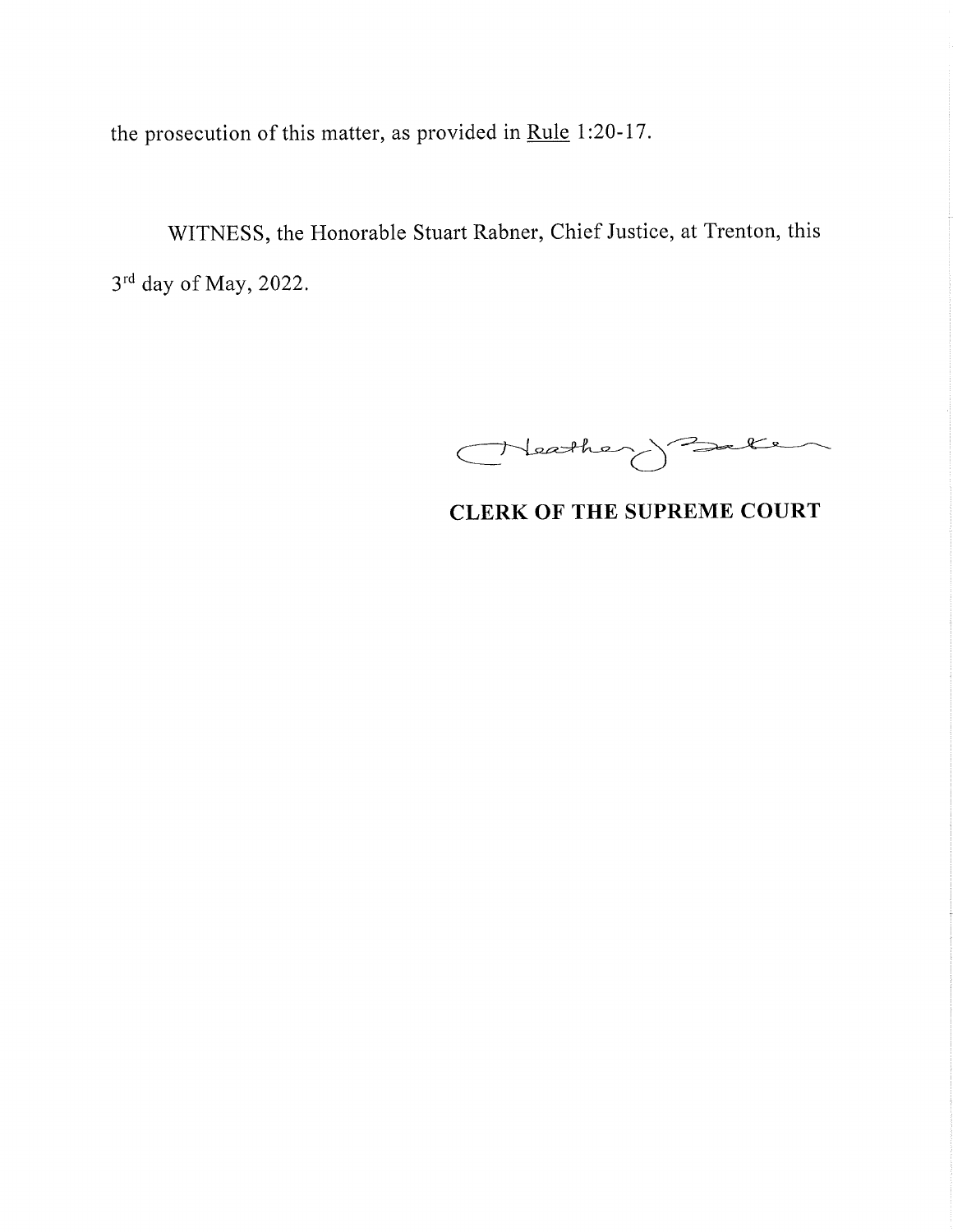the prosecution of this matter, as provided in Rule 1:20-17.

WITNESS, the Honorable Stuart Rabner, Chief Justice, at Trenton, this 3rd day of May, 2022.

Heather J Baker

**CLERK OF THE SUPREME COURT**